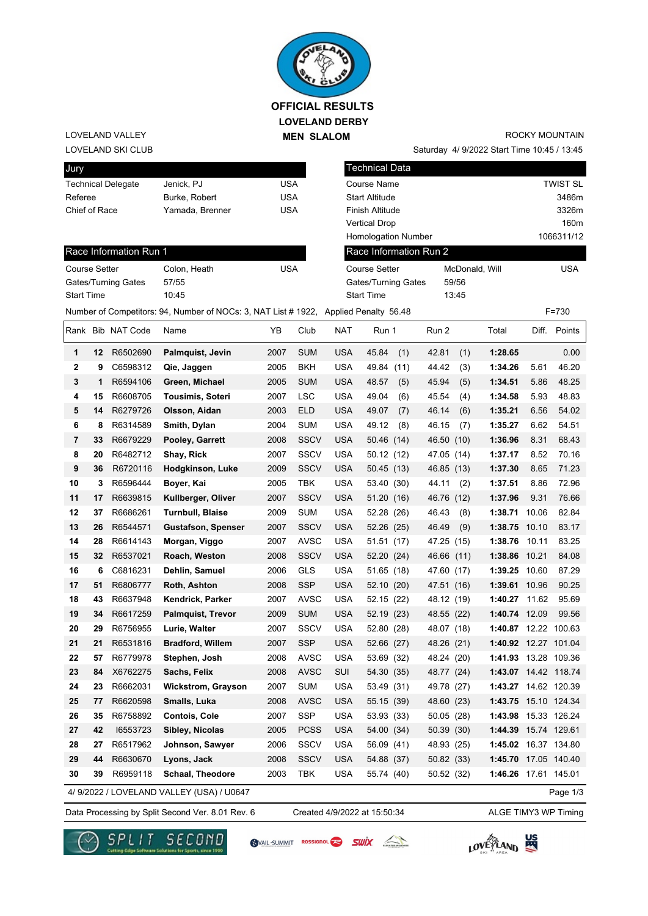# OFFICIAL RESULTS

## LOVELAND DERBY

### MEN SLALOM

LOVELAND VALLEY
LOVELAND SKI CLUB

ROCKY MOUNTAIN
Saturday 4/ 9/2022 Start Time 10:45 / 13:45

| Jury | | |
|---|---|---|
| Technical Delegate | Jenick, PJ | USA |
| Referee | Burke, Robert | USA |
| Chief of Race | Yamada, Brenner | USA |

| Technical Data | |
|---|---|
| Course Name | TWIST SL |
| Start Altitude | 3486m |
| Finish Altitude | 3326m |
| Vertical Drop | 160m |
| Homologation Number | 1066311/12 |

| Race Information Run 1 | | |
|---|---|---|
| Course Setter | Colon, Heath | USA |
| Gates/Turning Gates | 57/55 | |
| Start Time | 10:45 | |

| Race Information Run 2 | | |
|---|---|---|
| Course Setter | McDonald, Will | USA |
| Gates/Turning Gates | 59/56 | |
| Start Time | 13:45 | |

Number of Competitors: 94, Number of NOCs: 3, NAT List # 1922, Applied Penalty 56.48 F=730

| Rank | Bib | NAT Code | Name | YB | Club | NAT | Run 1 | Run 2 | Total | Diff. | Points |
|---|---|---|---|---|---|---|---|---|---|---|---|
| 1 | 12 | R6502690 | **Palmquist, Jevin** | 2007 | SUM | USA | 45.84 (1) | 42.81 (1) | **1:28.65** | | 0.00 |
| 2 | 9 | C6598312 | **Qie, Jaggen** | 2005 | BKH | USA | 49.84 (11) | 44.42 (3) | **1:34.26** | 5.61 | 46.20 |
| 3 | 1 | R6594106 | **Green, Michael** | 2005 | SUM | USA | 48.57 (5) | 45.94 (5) | **1:34.51** | 5.86 | 48.25 |
| 4 | 15 | R6608705 | **Tousimis, Soteri** | 2007 | LSC | USA | 49.04 (6) | 45.54 (4) | **1:34.58** | 5.93 | 48.83 |
| 5 | 14 | R6279726 | **Olsson, Aidan** | 2003 | ELD | USA | 49.07 (7) | 46.14 (6) | **1:35.21** | 6.56 | 54.02 |
| 6 | 8 | R6314589 | **Smith, Dylan** | 2004 | SUM | USA | 49.12 (8) | 46.15 (7) | **1:35.27** | 6.62 | 54.51 |
| 7 | 33 | R6679229 | **Pooley, Garrett** | 2008 | SSCV | USA | 50.46 (14) | 46.50 (10) | **1:36.96** | 8.31 | 68.43 |
| 8 | 20 | R6482712 | **Shay, Rick** | 2007 | SSCV | USA | 50.12 (12) | 47.05 (14) | **1:37.17** | 8.52 | 70.16 |
| 9 | 36 | R6720116 | **Hodgkinson, Luke** | 2009 | SSCV | USA | 50.45 (13) | 46.85 (13) | **1:37.30** | 8.65 | 71.23 |
| 10 | 3 | R6596444 | **Boyer, Kai** | 2005 | TBK | USA | 53.40 (30) | 44.11 (2) | **1:37.51** | 8.86 | 72.96 |
| 11 | 17 | R6639815 | **Kullberger, Oliver** | 2007 | SSCV | USA | 51.20 (16) | 46.76 (12) | **1:37.96** | 9.31 | 76.66 |
| 12 | 37 | R6686261 | **Turnbull, Blaise** | 2009 | SUM | USA | 52.28 (26) | 46.43 (8) | **1:38.71** | 10.06 | 82.84 |
| 13 | 26 | R6544571 | **Gustafson, Spenser** | 2007 | SSCV | USA | 52.26 (25) | 46.49 (9) | **1:38.75** | 10.10 | 83.17 |
| 14 | 28 | R6614143 | **Morgan, Viggo** | 2007 | AVSC | USA | 51.51 (17) | 47.25 (15) | **1:38.76** | 10.11 | 83.25 |
| 15 | 32 | R6537021 | **Roach, Weston** | 2008 | SSCV | USA | 52.20 (24) | 46.66 (11) | **1:38.86** | 10.21 | 84.08 |
| 16 | 6 | C6816231 | **Dehlin, Samuel** | 2006 | GLS | USA | 51.65 (18) | 47.60 (17) | **1:39.25** | 10.60 | 87.29 |
| 17 | 51 | R6806777 | **Roth, Ashton** | 2008 | SSP | USA | 52.10 (20) | 47.51 (16) | **1:39.61** | 10.96 | 90.25 |
| 18 | 43 | R6637948 | **Kendrick, Parker** | 2007 | AVSC | USA | 52.15 (22) | 48.12 (19) | **1:40.27** | 11.62 | 95.69 |
| 19 | 34 | R6617259 | **Palmquist, Trevor** | 2009 | SUM | USA | 52.19 (23) | 48.55 (22) | **1:40.74** | 12.09 | 99.56 |
| 20 | 29 | R6756955 | **Lurie, Walter** | 2007 | SSCV | USA | 52.80 (28) | 48.07 (18) | **1:40.87** | 12.22 | 100.63 |
| 21 | 21 | R6531816 | **Bradford, Willem** | 2007 | SSP | USA | 52.66 (27) | 48.26 (21) | **1:40.92** | 12.27 | 101.04 |
| 22 | 57 | R6779978 | **Stephen, Josh** | 2008 | AVSC | USA | 53.69 (32) | 48.24 (20) | **1:41.93** | 13.28 | 109.36 |
| 23 | 84 | X6762275 | **Sachs, Felix** | 2008 | AVSC | SUI | 54.30 (35) | 48.77 (24) | **1:43.07** | 14.42 | 118.74 |
| 24 | 23 | R6662031 | **Wickstrom, Grayson** | 2007 | SUM | USA | 53.49 (31) | 49.78 (27) | **1:43.27** | 14.62 | 120.39 |
| 25 | 77 | R6620598 | **Smalls, Luka** | 2008 | AVSC | USA | 55.15 (39) | 48.60 (23) | **1:43.75** | 15.10 | 124.34 |
| 26 | 35 | R6758892 | **Contois, Cole** | 2007 | SSP | USA | 53.93 (33) | 50.05 (28) | **1:43.98** | 15.33 | 126.24 |
| 27 | 42 | I6553723 | **Sibley, Nicolas** | 2005 | PCSS | USA | 54.00 (34) | 50.39 (30) | **1:44.39** | 15.74 | 129.61 |
| 28 | 27 | R6517962 | **Johnson, Sawyer** | 2006 | SSCV | USA | 56.09 (41) | 48.93 (25) | **1:45.02** | 16.37 | 134.80 |
| 29 | 44 | R6630670 | **Lyons, Jack** | 2008 | SSCV | USA | 54.88 (37) | 50.82 (33) | **1:45.70** | 17.05 | 140.40 |
| 30 | 39 | R6959118 | **Schaal, Theodore** | 2003 | TBK | USA | 55.74 (40) | 50.52 (32) | **1:46.26** | 17.61 | 145.01 |

4/ 9/2022 / LOVELAND VALLEY (USA) / U0647

Data Processing by Split Second Ver. 8.01 Rev. 6 Created 4/9/2022 at 15:50:34 ALGE TIMY3 WP Timing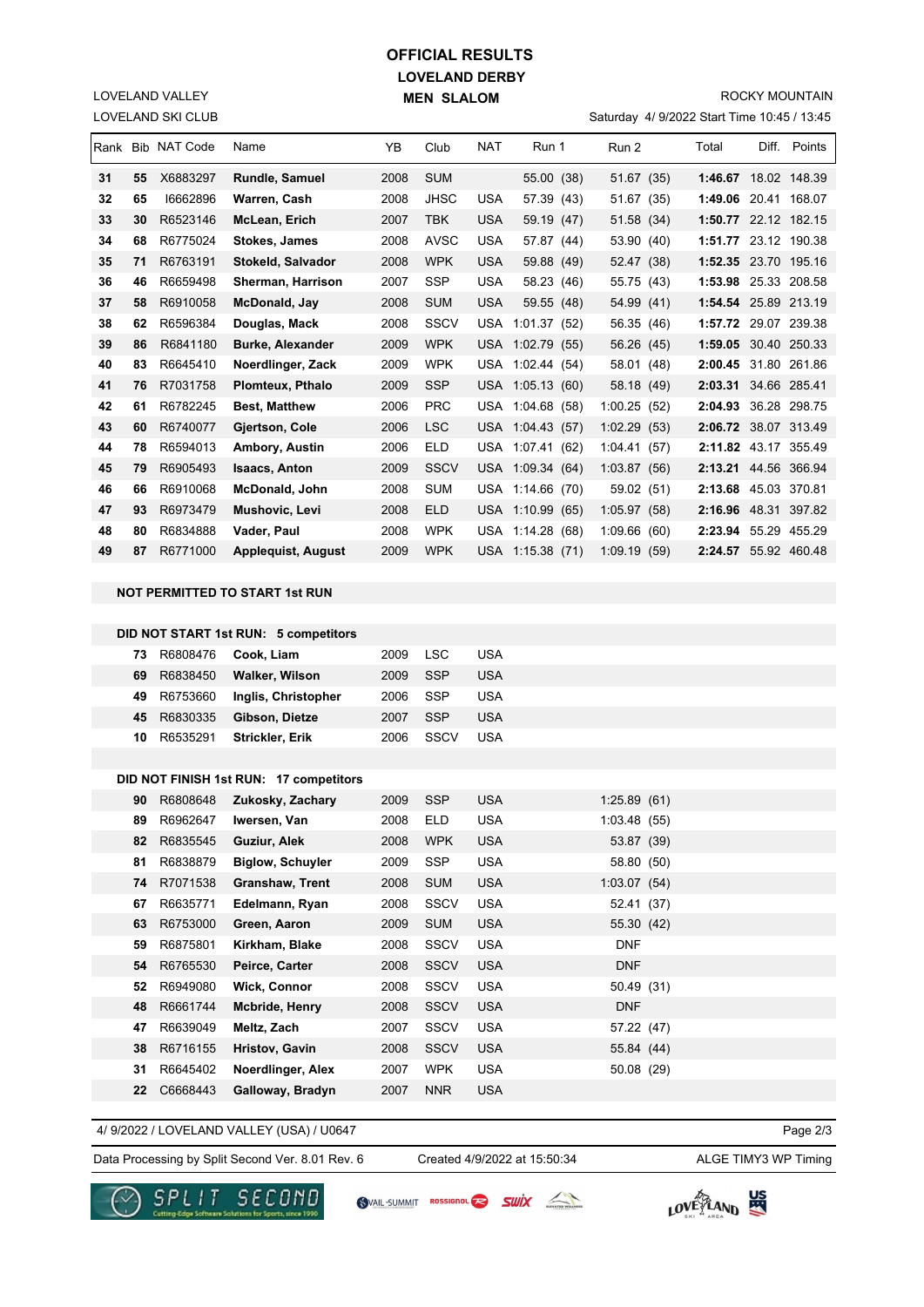# OFFICIAL RESULTS

## LOVELAND DERBY

### MEN SLALOM

LOVELAND VALLEY
LOVELAND SKI CLUB

ROCKY MOUNTAIN
Saturday 4/ 9/2022 Start Time 10:45 / 13:45

| Rank | Bib | NAT Code | Name | YB | Club | NAT | Run 1 | Run 2 | Total | Diff. | Points |
|---|---|---|---|---|---|---|---|---|---|---|---|
| **31** | **55** | X6883297 | **Rundle, Samuel** | 2008 | SUM | | 55.00 (38) | 51.67 (35) | **1:46.67** | 18.02 | 148.39 |
| **32** | **65** | I6662896 | **Warren, Cash** | 2008 | JHSC | USA | 57.39 (43) | 51.67 (35) | **1:49.06** | 20.41 | 168.07 |
| **33** | **30** | R6523146 | **McLean, Erich** | 2007 | TBK | USA | 59.19 (47) | 51.58 (34) | **1:50.77** | 22.12 | 182.15 |
| **34** | **68** | R6775024 | **Stokes, James** | 2008 | AVSC | USA | 57.87 (44) | 53.90 (40) | **1:51.77** | 23.12 | 190.38 |
| **35** | **71** | R6763191 | **Stokeld, Salvador** | 2008 | WPK | USA | 59.88 (49) | 52.47 (38) | **1:52.35** | 23.70 | 195.16 |
| **36** | **46** | R6659498 | **Sherman, Harrison** | 2007 | SSP | USA | 58.23 (46) | 55.75 (43) | **1:53.98** | 25.33 | 208.58 |
| **37** | **58** | R6910058 | **McDonald, Jay** | 2008 | SUM | USA | 59.55 (48) | 54.99 (41) | **1:54.54** | 25.89 | 213.19 |
| **38** | **62** | R6596384 | **Douglas, Mack** | 2008 | SSCV | USA | 1:01.37 (52) | 56.35 (46) | **1:57.72** | 29.07 | 239.38 |
| **39** | **86** | R6841180 | **Burke, Alexander** | 2009 | WPK | USA | 1:02.79 (55) | 56.26 (45) | **1:59.05** | 30.40 | 250.33 |
| **40** | **83** | R6645410 | **Noerdlinger, Zack** | 2009 | WPK | USA | 1:02.44 (54) | 58.01 (48) | **2:00.45** | 31.80 | 261.86 |
| **41** | **76** | R7031758 | **Plomteux, Pthalo** | 2009 | SSP | USA | 1:05.13 (60) | 58.18 (49) | **2:03.31** | 34.66 | 285.41 |
| **42** | **61** | R6782245 | **Best, Matthew** | 2006 | PRC | USA | 1:04.68 (58) | 1:00.25 (52) | **2:04.93** | 36.28 | 298.75 |
| **43** | **60** | R6740077 | **Gjertson, Cole** | 2006 | LSC | USA | 1:04.43 (57) | 1:02.29 (53) | **2:06.72** | 38.07 | 313.49 |
| **44** | **78** | R6594013 | **Ambory, Austin** | 2006 | ELD | USA | 1:07.41 (62) | 1:04.41 (57) | **2:11.82** | 43.17 | 355.49 |
| **45** | **79** | R6905493 | **Isaacs, Anton** | 2009 | SSCV | USA | 1:09.34 (64) | 1:03.87 (56) | **2:13.21** | 44.56 | 366.94 |
| **46** | **66** | R6910068 | **McDonald, John** | 2008 | SUM | USA | 1:14.66 (70) | 59.02 (51) | **2:13.68** | 45.03 | 370.81 |
| **47** | **93** | R6973479 | **Mushovic, Levi** | 2008 | ELD | USA | 1:10.99 (65) | 1:05.97 (58) | **2:16.96** | 48.31 | 397.82 |
| **48** | **80** | R6834888 | **Vader, Paul** | 2008 | WPK | USA | 1:14.28 (68) | 1:09.66 (60) | **2:23.94** | 55.29 | 455.29 |
| **49** | **87** | R6771000 | **Applequist, August** | 2009 | WPK | USA | 1:15.38 (71) | 1:09.19 (59) | **2:24.57** | 55.92 | 460.48 |

**NOT PERMITTED TO START 1st RUN**

**DID NOT START 1st RUN: 5 competitors**

| Bib | NAT Code | Name | YB | Club | NAT |
|---|---|---|---|---|---|
| **73** | R6808476 | **Cook, Liam** | 2009 | LSC | USA |
| **69** | R6838450 | **Walker, Wilson** | 2009 | SSP | USA |
| **49** | R6753660 | **Inglis, Christopher** | 2006 | SSP | USA |
| **45** | R6830335 | **Gibson, Dietze** | 2007 | SSP | USA |
| **10** | R6535291 | **Strickler, Erik** | 2006 | SSCV | USA |

**DID NOT FINISH 1st RUN: 17 competitors**

| Bib | NAT Code | Name | YB | Club | NAT | Run 2 |
|---|---|---|---|---|---|---|
| **90** | R6808648 | **Zukosky, Zachary** | 2009 | SSP | USA | 1:25.89 (61) |
| **89** | R6962647 | **Iwersen, Van** | 2008 | ELD | USA | 1:03.48 (55) |
| **82** | R6835545 | **Guziur, Alek** | 2008 | WPK | USA | 53.87 (39) |
| **81** | R6838879 | **Biglow, Schuyler** | 2009 | SSP | USA | 58.80 (50) |
| **74** | R7071538 | **Granshaw, Trent** | 2008 | SUM | USA | 1:03.07 (54) |
| **67** | R6635771 | **Edelmann, Ryan** | 2008 | SSCV | USA | 52.41 (37) |
| **63** | R6753000 | **Green, Aaron** | 2009 | SUM | USA | 55.30 (42) |
| **59** | R6875801 | **Kirkham, Blake** | 2008 | SSCV | USA | DNF |
| **54** | R6765530 | **Peirce, Carter** | 2008 | SSCV | USA | DNF |
| **52** | R6949080 | **Wick, Connor** | 2008 | SSCV | USA | 50.49 (31) |
| **48** | R6661744 | **Mcbride, Henry** | 2008 | SSCV | USA | DNF |
| **47** | R6639049 | **Meltz, Zach** | 2007 | SSCV | USA | 57.22 (47) |
| **38** | R6716155 | **Hristov, Gavin** | 2008 | SSCV | USA | 55.84 (44) |
| **31** | R6645402 | **Noerdlinger, Alex** | 2007 | WPK | USA | 50.08 (29) |
| **22** | C6668443 | **Galloway, Bradyn** | 2007 | NNR | USA | |

4/ 9/2022 / LOVELAND VALLEY (USA) / U0647

Data Processing by Split Second Ver. 8.01 Rev. 6 — Created 4/9/2022 at 15:50:34 — ALGE TIMY3 WP Timing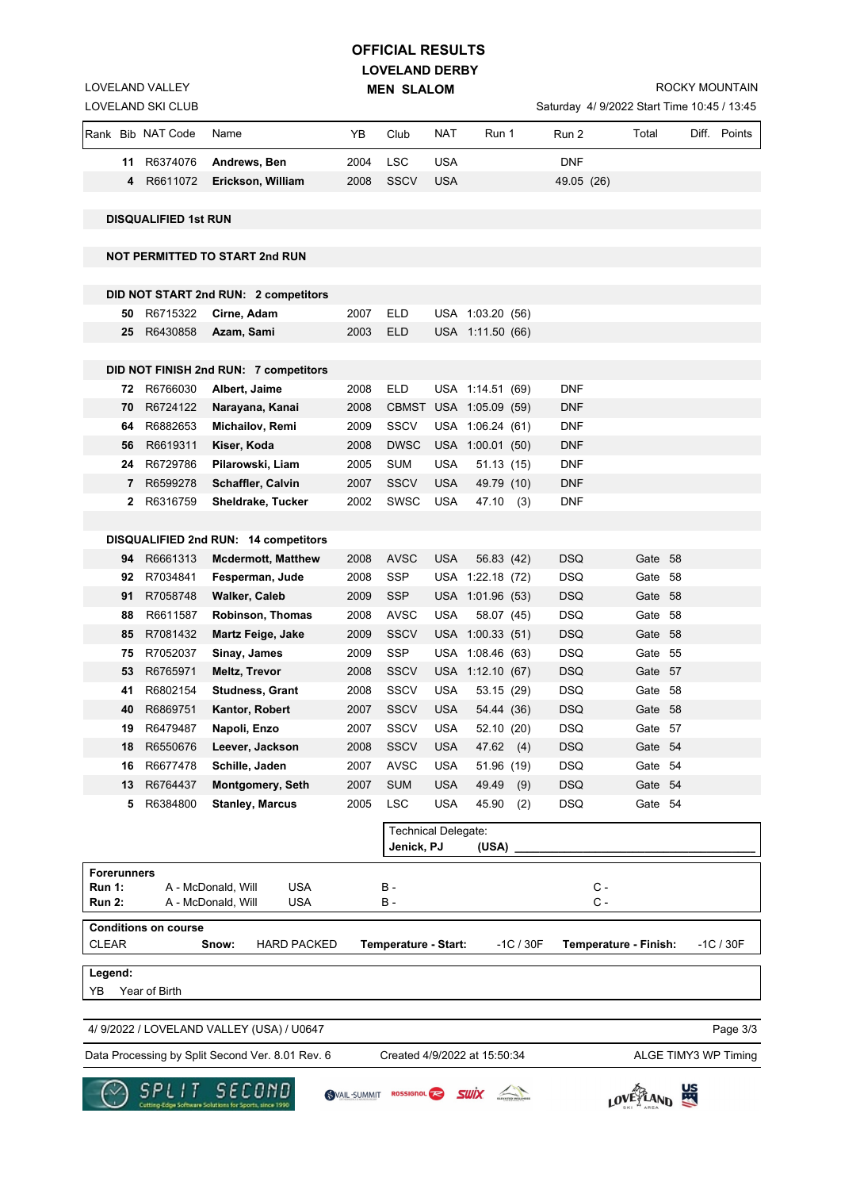# OFFICIAL RESULTS

## LOVELAND DERBY

### MEN SLALOM

LOVELAND VALLEY
LOVELAND SKI CLUB

ROCKY MOUNTAIN
Saturday 4/ 9/2022 Start Time 10:45 / 13:45

| Rank | Bib | NAT Code | Name | YB | Club | NAT | Run 1 | Run 2 | Total | Diff. | Points |
|---|---|---|---|---|---|---|---|---|---|---|---|
| | **11** | R6374076 | **Andrews, Ben** | 2004 | LSC | USA | | DNF | | | |
| | **4** | R6611072 | **Erickson, William** | 2008 | SSCV | USA | | 49.05 (26) | | | |
| | | | **DISQUALIFIED 1st RUN** | | | | | | | | |
| | | | **NOT PERMITTED TO START 2nd RUN** | | | | | | | | |
| | | | **DID NOT START 2nd RUN: 2 competitors** | | | | | | | | |
| | **50** | R6715322 | **Cirne, Adam** | 2007 | ELD | USA | 1:03.20 (56) | | | | |
| | **25** | R6430858 | **Azam, Sami** | 2003 | ELD | USA | 1:11.50 (66) | | | | |
| | | | **DID NOT FINISH 2nd RUN: 7 competitors** | | | | | | | | |
| | **72** | R6766030 | **Albert, Jaime** | 2008 | ELD | USA | 1:14.51 (69) | DNF | | | |
| | **70** | R6724122 | **Narayana, Kanai** | 2008 | CBMST | USA | 1:05.09 (59) | DNF | | | |
| | **64** | R6882653 | **Michailov, Remi** | 2009 | SSCV | USA | 1:06.24 (61) | DNF | | | |
| | **56** | R6619311 | **Kiser, Koda** | 2008 | DWSC | USA | 1:00.01 (50) | DNF | | | |
| | **24** | R6729786 | **Pilarowski, Liam** | 2005 | SUM | USA | 51.13 (15) | DNF | | | |
| | **7** | R6599278 | **Schaffler, Calvin** | 2007 | SSCV | USA | 49.79 (10) | DNF | | | |
| | **2** | R6316759 | **Sheldrake, Tucker** | 2002 | SWSC | USA | 47.10 (3) | DNF | | | |
| | | | **DISQUALIFIED 2nd RUN: 14 competitors** | | | | | | | | |
| | **94** | R6661313 | **Mcdermott, Matthew** | 2008 | AVSC | USA | 56.83 (42) | DSQ | Gate 58 | | |
| | **92** | R7034841 | **Fesperman, Jude** | 2008 | SSP | USA | 1:22.18 (72) | DSQ | Gate 58 | | |
| | **91** | R7058748 | **Walker, Caleb** | 2009 | SSP | USA | 1:01.96 (53) | DSQ | Gate 58 | | |
| | **88** | R6611587 | **Robinson, Thomas** | 2008 | AVSC | USA | 58.07 (45) | DSQ | Gate 58 | | |
| | **85** | R7081432 | **Martz Feige, Jake** | 2009 | SSCV | USA | 1:00.33 (51) | DSQ | Gate 58 | | |
| | **75** | R7052037 | **Sinay, James** | 2009 | SSP | USA | 1:08.46 (63) | DSQ | Gate 55 | | |
| | **53** | R6765971 | **Meltz, Trevor** | 2008 | SSCV | USA | 1:12.10 (67) | DSQ | Gate 57 | | |
| | **41** | R6802154 | **Studness, Grant** | 2008 | SSCV | USA | 53.15 (29) | DSQ | Gate 58 | | |
| | **40** | R6869751 | **Kantor, Robert** | 2007 | SSCV | USA | 54.44 (36) | DSQ | Gate 58 | | |
| | **19** | R6479487 | **Napoli, Enzo** | 2007 | SSCV | USA | 52.10 (20) | DSQ | Gate 57 | | |
| | **18** | R6550676 | **Leever, Jackson** | 2008 | SSCV | USA | 47.62 (4) | DSQ | Gate 54 | | |
| | **16** | R6677478 | **Schille, Jaden** | 2007 | AVSC | USA | 51.96 (19) | DSQ | Gate 54 | | |
| | **13** | R6764437 | **Montgomery, Seth** | 2007 | SUM | USA | 49.49 (9) | DSQ | Gate 54 | | |
| | **5** | R6384800 | **Stanley, Marcus** | 2005 | LSC | USA | 45.90 (2) | DSQ | Gate 54 | | |

Technical Delegate:
**Jenick, PJ (USA)**

| **Forerunners** | | | | |
|---|---|---|---|---|
| **Run 1:** | A - McDonald, Will | USA | B - | C - |
| **Run 2:** | A - McDonald, Will | USA | B - | C - |

| **Conditions on course** | | | | | | |
|---|---|---|---|---|---|---|
| CLEAR | **Snow:** | HARD PACKED | **Temperature - Start:** | -1C / 30F | **Temperature - Finish:** | -1C / 30F |

**Legend:**
YB Year of Birth

4/ 9/2022 / LOVELAND VALLEY (USA) / U0647

Data Processing by Split Second Ver. 8.01 Rev. 6 — Created 4/9/2022 at 15:50:34 — ALGE TIMY3 WP Timing